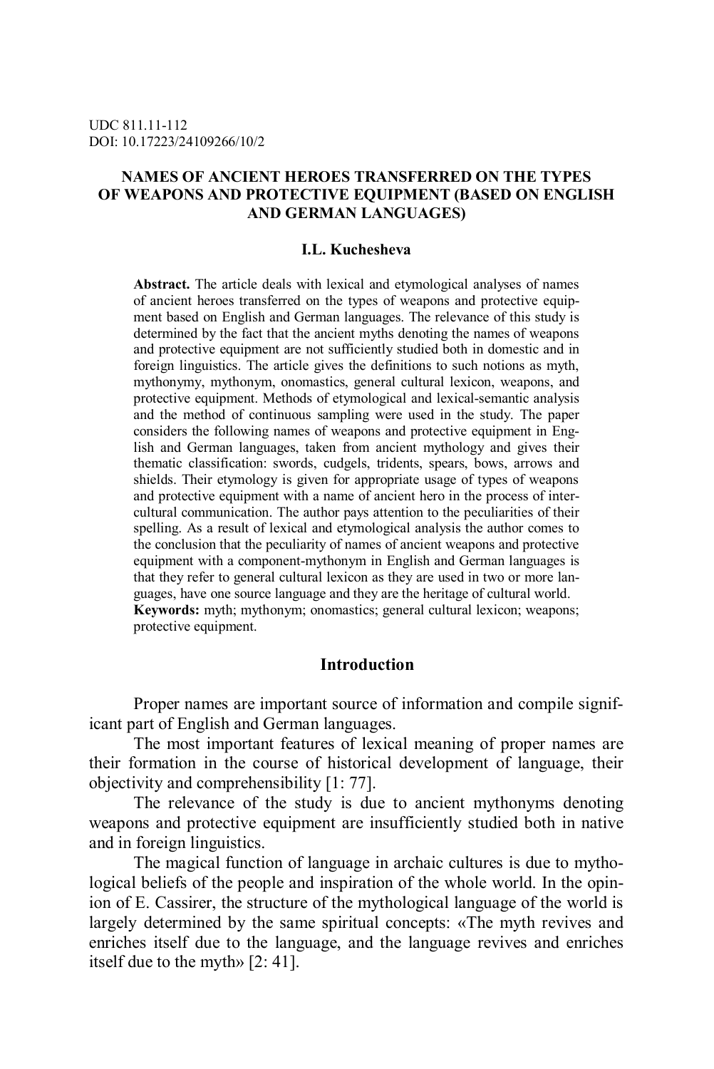UDC 811.11-112
DOI: 10.17223/24109266/10/2

# NAMES OF ANCIENT HEROES TRANSFERRED ON THE TYPES OF WEAPONS AND PROTECTIVE EQUIPMENT (BASED ON ENGLISH AND GERMAN LANGUAGES)

**I.L. Kucheshevа**

**Abstract.** The article deals with lexical and etymological analyses of names of ancient heroes transferred on the types of weapons and protective equipment based on English and German languages. The relevance of this study is determined by the fact that the ancient myths denoting the names of weapons and protective equipment are not sufficiently studied both in domestic and in foreign linguistics. The article gives the definitions to such notions as myth, mythonymy, mythonym, onomastics, general cultural lexicon, weapons, and protective equipment. Methods of etymological and lexical-semantic analysis and the method of continuous sampling were used in the study. The paper considers the following names of weapons and protective equipment in English and German languages, taken from ancient mythology and gives their thematic classification: swords, cudgels, tridents, spears, bows, arrows and shields. Their etymology is given for appropriate usage of types of weapons and protective equipment with a name of ancient hero in the process of intercultural communication. The author pays attention to the peculiarities of their spelling. As a result of lexical and etymological analysis the author comes to the conclusion that the peculiarity of names of ancient weapons and protective equipment with a component-mythonym in English and German languages is that they refer to general cultural lexicon as they are used in two or more languages, have one source language and they are the heritage of cultural world.
**Keywords:** myth; mythonym; onomastics; general cultural lexicon; weapons; protective equipment.

## Introduction

Proper names are important source of information and compile significant part of English and German languages.

The most important features of lexical meaning of proper names are their formation in the course of historical development of language, their objectivity and comprehensibility [1: 77].

The relevance of the study is due to ancient mythonyms denoting weapons and protective equipment are insufficiently studied both in native and in foreign linguistics.

The magical function of language in archaic cultures is due to mythological beliefs of the people and inspiration of the whole world. In the opinion of E. Cassirer, the structure of the mythological language of the world is largely determined by the same spiritual concepts: «The myth revives and enriches itself due to the language, and the language revives and enriches itself due to the myth» [2: 41].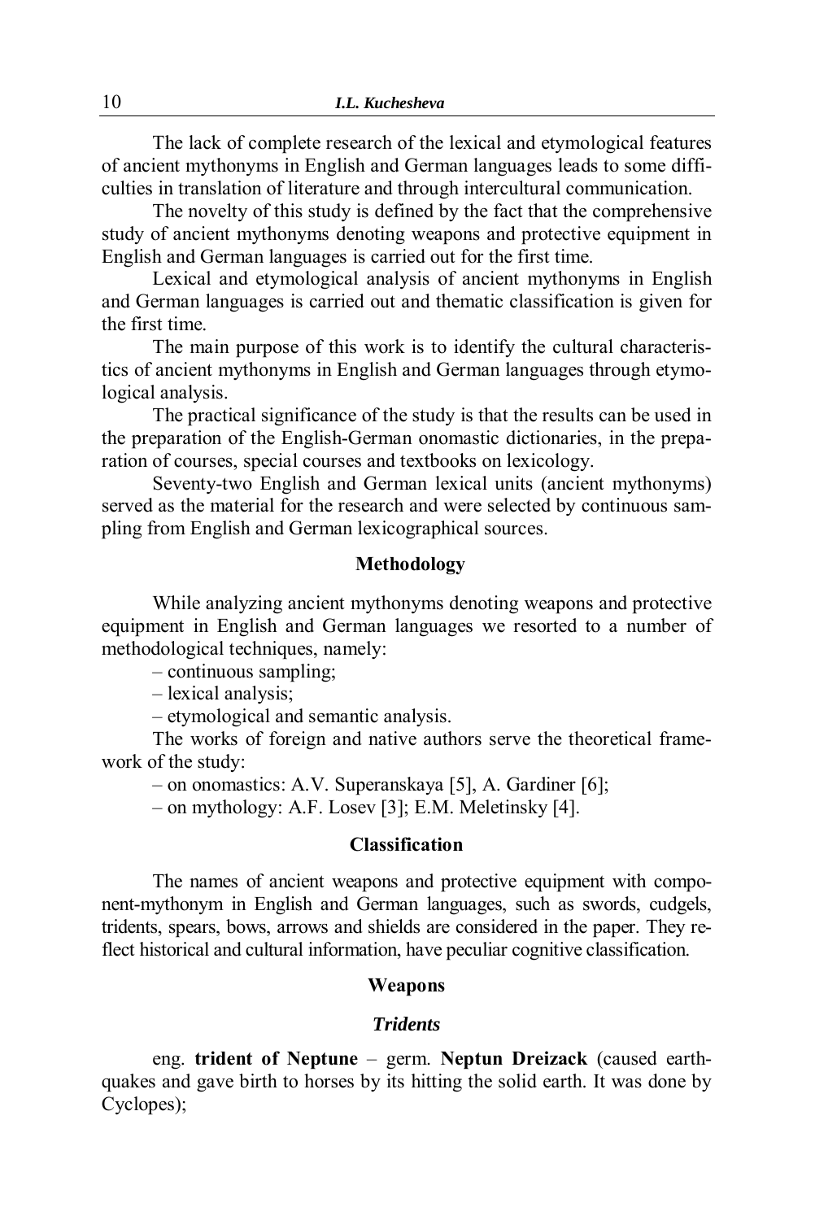The lack of complete research of the lexical and etymological features of ancient mythonyms in English and German languages leads to some difficulties in translation of literature and through intercultural communication.

The novelty of this study is defined by the fact that the comprehensive study of ancient mythonyms denoting weapons and protective equipment in English and German languages is carried out for the first time.

Lexical and etymological analysis of ancient mythonyms in English and German languages is carried out and thematic classification is given for the first time.

The main purpose of this work is to identify the cultural characteristics of ancient mythonyms in English and German languages through etymological analysis.

The practical significance of the study is that the results can be used in the preparation of the English-German onomastic dictionaries, in the preparation of courses, special courses and textbooks on lexicology.

Seventy-two English and German lexical units (ancient mythonyms) served as the material for the research and were selected by continuous sampling from English and German lexicographical sources.

## Methodology

While analyzing ancient mythonyms denoting weapons and protective equipment in English and German languages we resorted to a number of methodological techniques, namely:

– continuous sampling;
– lexical analysis;
– etymological and semantic analysis.

The works of foreign and native authors serve the theoretical framework of the study:

– on onomastics: A.V. Superanskaya [5], A. Gardiner [6];
– on mythology: A.F. Losev [3]; E.M. Meletinsky [4].

## Classification

The names of ancient weapons and protective equipment with component-mythonym in English and German languages, such as swords, cudgels, tridents, spears, bows, arrows and shields are considered in the paper. They reflect historical and cultural information, have peculiar cognitive classification.

## Weapons

### *Tridents*

eng. **trident of Neptune** – germ. **Neptun Dreizack** (caused earthquakes and gave birth to horses by its hitting the solid earth. It was done by Cyclopes);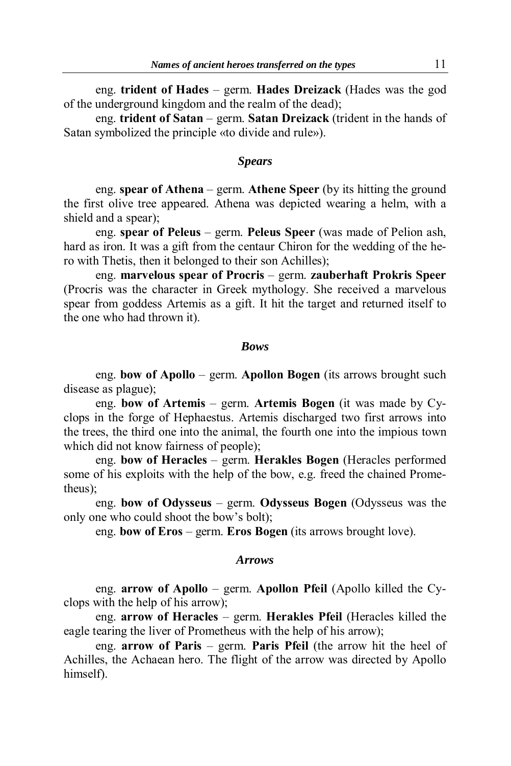eng. **trident of Hades** – germ. **Hades Dreizack** (Hades was the god of the underground kingdom and the realm of the dead);

eng. **trident of Satan** – germ. **Satan Dreizack** (trident in the hands of Satan symbolized the principle «to divide and rule»).

### *Spears*

eng. **spear of Athena** – germ. **Athene Speer** (by its hitting the ground the first olive tree appeared. Athena was depicted wearing a helm, with a shield and a spear);

eng. **spear of Peleus** – germ. **Peleus Speer** (was made of Pelion ash, hard as iron. It was a gift from the centaur Chiron for the wedding of the hero with Thetis, then it belonged to their son Achilles);

eng. **marvelous spear of Procris** – germ. **zauberhaft Prokris Speer** (Procris was the character in Greek mythology. She received a marvelous spear from goddess Artemis as a gift. It hit the target and returned itself to the one who had thrown it).

### *Bows*

eng. **bow of Apollo** – germ. **Apollon Bogen** (its arrows brought such disease as plague);

eng. **bow of Artemis** – germ. **Artemis Bogen** (it was made by Cyclops in the forge of Hephaestus. Artemis discharged two first arrows into the trees, the third one into the animal, the fourth one into the impious town which did not know fairness of people);

eng. **bow of Heracles** – germ. **Herakles Bogen** (Heracles performed some of his exploits with the help of the bow, e.g. freed the chained Prometheus);

eng. **bow of Odysseus** – germ. **Odysseus Bogen** (Odysseus was the only one who could shoot the bow's bolt);

eng. **bow of Eros** – germ. **Eros Bogen** (its arrows brought love).

### *Arrows*

eng. **arrow of Apollo** – germ. **Apollon Pfeil** (Apollo killed the Cyclops with the help of his arrow);

eng. **arrow of Heracles** – germ. **Herakles Pfeil** (Heracles killed the eagle tearing the liver of Prometheus with the help of his arrow);

eng. **arrow of Paris** – germ. **Paris Pfeil** (the arrow hit the heel of Achilles, the Achaean hero. The flight of the arrow was directed by Apollo himself).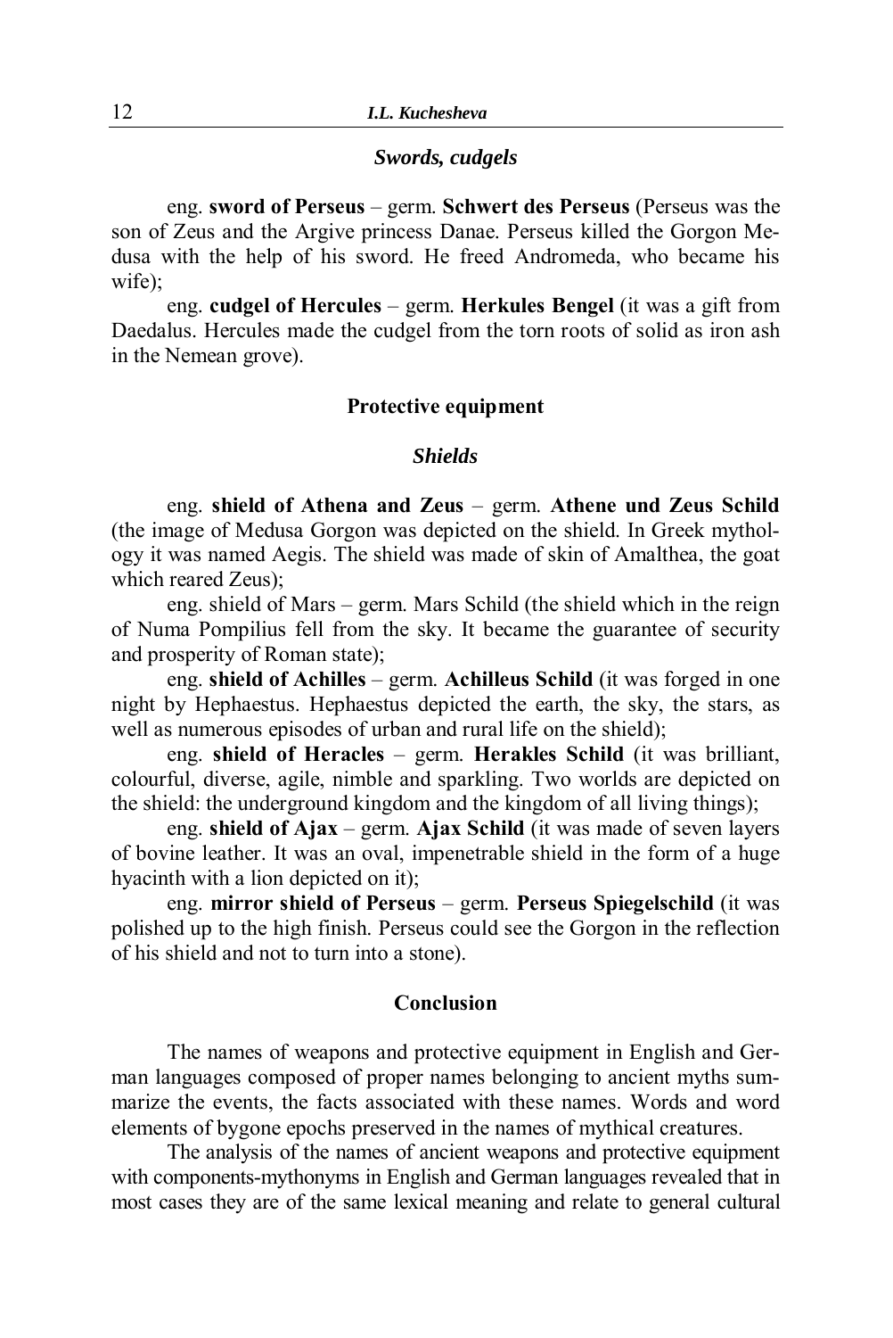### *Swords, cudgels*

eng. **sword of Perseus** – germ. **Schwert des Perseus** (Perseus was the son of Zeus and the Argive princess Danae. Perseus killed the Gorgon Medusa with the help of his sword. He freed Andromeda, who became his wife);

eng. **cudgel of Hercules** – germ. **Herkules Bengel** (it was a gift from Daedalus. Hercules made the cudgel from the torn roots of solid as iron ash in the Nemean grove).

## Protective equipment

### *Shields*

eng. **shield of Athena and Zeus** – germ. **Athene und Zeus Schild** (the image of Medusa Gorgon was depicted on the shield. In Greek mythology it was named Aegis. The shield was made of skin of Amalthea, the goat which reared Zeus);

eng. shield of Mars – germ. Mars Schild (the shield which in the reign of Numa Pompilius fell from the sky. It became the guarantee of security and prosperity of Roman state);

eng. **shield of Achilles** – germ. **Achilleus Schild** (it was forged in one night by Hephaestus. Hephaestus depicted the earth, the sky, the stars, as well as numerous episodes of urban and rural life on the shield);

eng. **shield of Heracles** – germ. **Herakles Schild** (it was brilliant, colourful, diverse, agile, nimble and sparkling. Two worlds are depicted on the shield: the underground kingdom and the kingdom of all living things);

eng. **shield of Ajax** – germ. **Ajax Schild** (it was made of seven layers of bovine leather. It was an oval, impenetrable shield in the form of a huge hyacinth with a lion depicted on it);

eng. **mirror shield of Perseus** – germ. **Perseus Spiegelschild** (it was polished up to the high finish. Perseus could see the Gorgon in the reflection of his shield and not to turn into a stone).

## Conclusion

The names of weapons and protective equipment in English and German languages composed of proper names belonging to ancient myths summarize the events, the facts associated with these names. Words and word elements of bygone epochs preserved in the names of mythical creatures.

The analysis of the names of ancient weapons and protective equipment with components-mythonyms in English and German languages revealed that in most cases they are of the same lexical meaning and relate to general cultural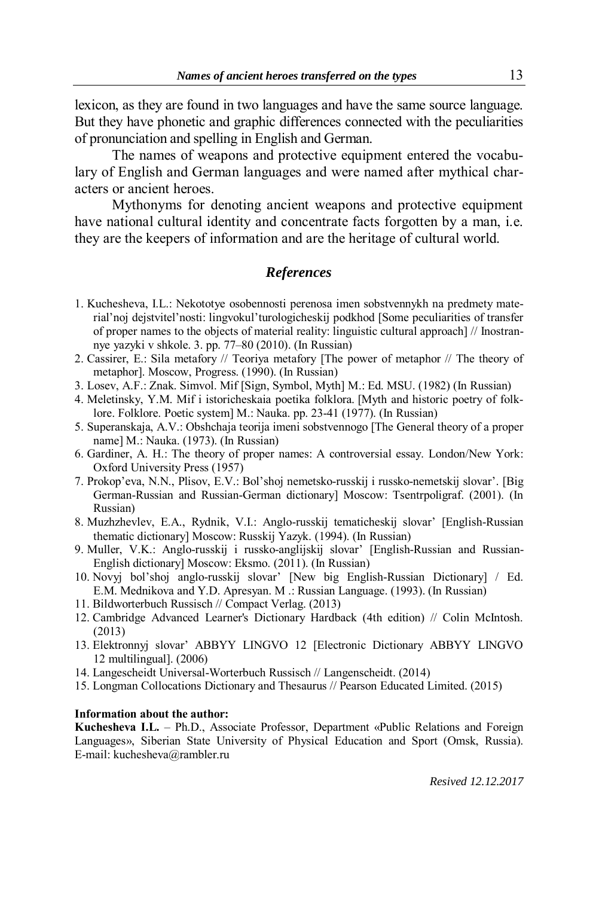lexicon, as they are found in two languages and have the same source language. But they have phonetic and graphic differences connected with the peculiarities of pronunciation and spelling in English and German.

The names of weapons and protective equipment entered the vocabulary of English and German languages and were named after mythical characters or ancient heroes.

Mythonyms for denoting ancient weapons and protective equipment have national cultural identity and concentrate facts forgotten by a man, i.e. they are the keepers of information and are the heritage of cultural world.

## *References*

1. Kuchesheva, I.L.: Nekototye osobennosti perenosa imen sobstvennykh na predmety material'noj dejstvitel'nosti: lingvokul'turologicheskij podkhod [Some peculiarities of transfer of proper names to the objects of material reality: linguistic cultural approach] // Inostrannye yazyki v shkole. 3. pp. 77–80 (2010). (In Russian)
2. Cassirer, E.: Sila metafory // Teoriya metafory [The power of metaphor // The theory of metaphor]. Moscow, Progress. (1990). (In Russian)
3. Losev, A.F.: Znak. Simvol. Mif [Sign, Symbol, Myth] M.: Ed. MSU. (1982) (In Russian)
4. Meletinsky, Y.M. Mif i istoricheskaia poetika folklora. [Myth and historic poetry of folklore. Folklore. Poetic system] M.: Nauka. pp. 23-41 (1977). (In Russian)
5. Superanskaja, A.V.: Obshchaja teorija imeni sobstvennogo [The General theory of a proper name] M.: Nauka. (1973). (In Russian)
6. Gardiner, A. H.: The theory of proper names: A controversial essay. London/New York: Oxford University Press (1957)
7. Prokop'eva, N.N., Plisov, E.V.: Bol'shoj nemetsko-russkij i russko-nemetskij slovar'. [Big German-Russian and Russian-German dictionary] Moscow: Tsentrpoligraf. (2001). (In Russian)
8. Muzhzhevlev, E.A., Rydnik, V.I.: Anglo-russkij tematicheskij slovar' [English-Russian thematic dictionary] Moscow: Russkij Yazyk. (1994). (In Russian)
9. Muller, V.K.: Anglo-russkij i russko-anglijskij slovar' [English-Russian and Russian-English dictionary] Moscow: Eksmo. (2011). (In Russian)
10. Novyj bol'shoj anglo-russkij slovar' [New big English-Russian Dictionary] / Ed. E.M. Mednikova and Y.D. Apresyan. M .: Russian Language. (1993). (In Russian)
11. Bildworterbuch Russisch // Compact Verlag. (2013)
12. Cambridge Advanced Learner's Dictionary Hardback (4th edition) // Colin McIntosh. (2013)
13. Elektronnyj slovar' ABBYY LINGVO 12 [Electronic Dictionary ABBYY LINGVO 12 multilingual]. (2006)
14. Langescheidt Universal-Worterbuch Russisch // Langenscheidt. (2014)
15. Longman Collocations Dictionary and Thesaurus // Pearson Educated Limited. (2015)

**Information about the author:**
**Kuchesheva I.L.** – Ph.D., Associate Professor, Department «Public Relations and Foreign Languages», Siberian State University of Physical Education and Sport (Omsk, Russia). E-mail: kuchesheva@rambler.ru

*Resived 12.12.2017*